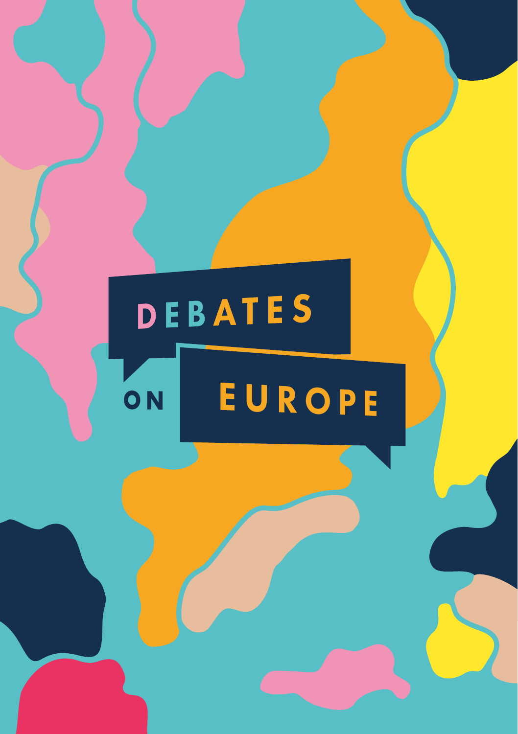# DEBATES ON EUROPE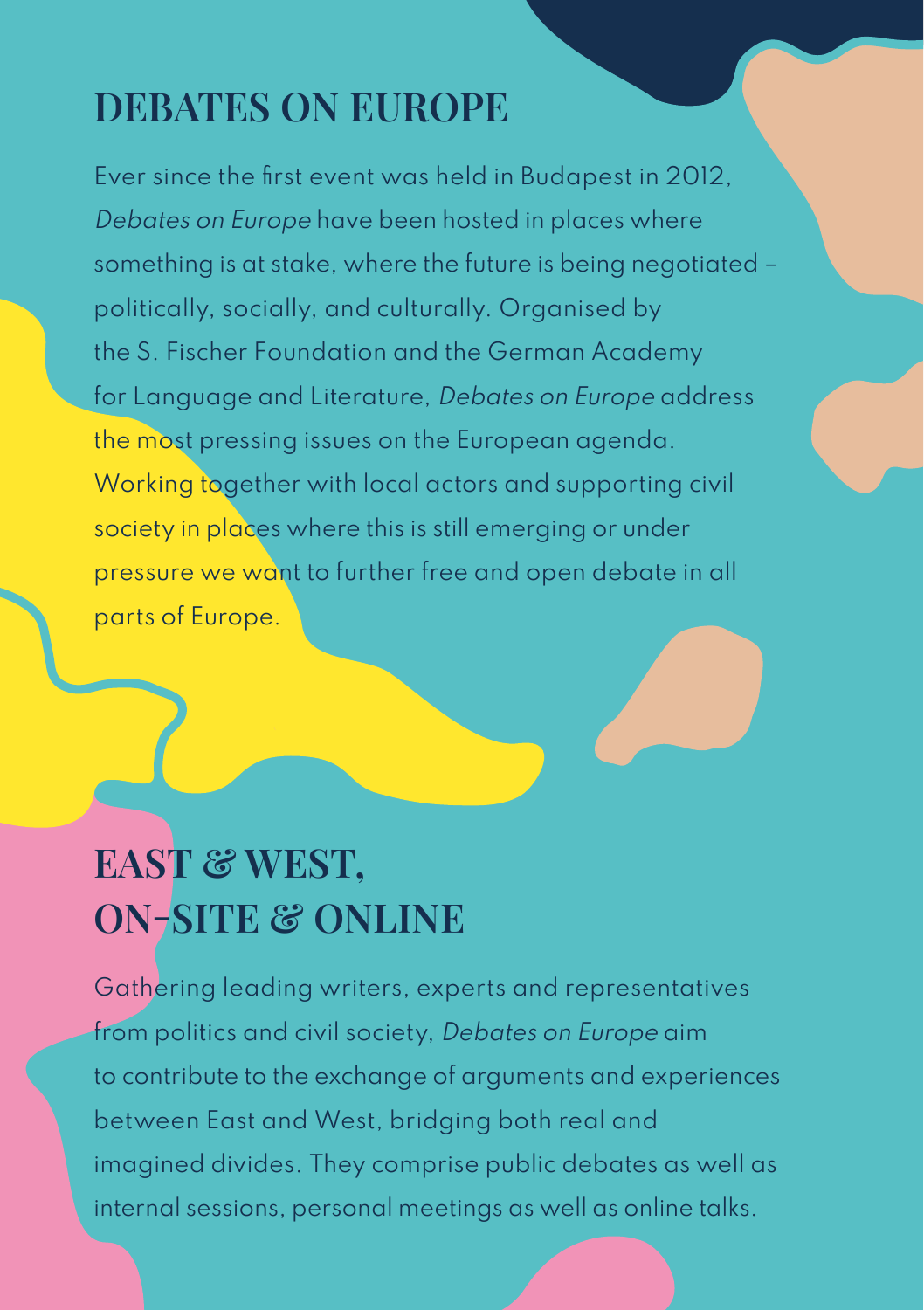## DEBATES ON EUROPE

Ever since the first event was held in Budapest in 2012, *Debates on Europe* have been hosted in places where something is at stake, where the future is being negotiated – politically, socially, and culturally. Organised by the S. Fischer Foundation and the German Academy for Language and Literature, *Debates on Europe* address the most pressing issues on the European agenda. Working together with local actors and supporting civil society in places where this is still emerging or under pressure we want to further free and open debate in all parts of Europe.

## EAST & WEST, ON-SITE & ONLINE

Gathering leading writers, experts and representatives from politics and civil society, *Debates on Europe* aim to contribute to the exchange of arguments and experiences between East and West, bridging both real and imagined divides. They comprise public debates as well as internal sessions, personal meetings as well as online talks.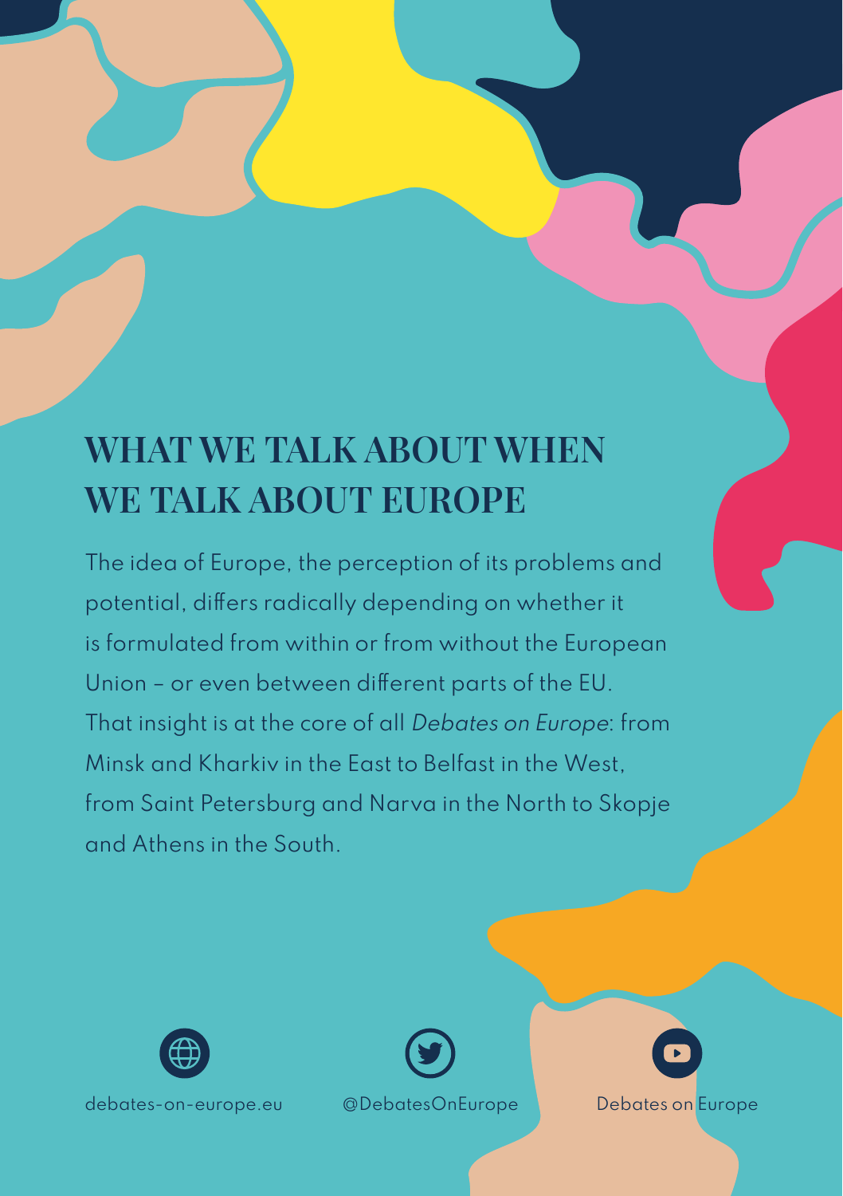# WHAT WE TALK ABOUT WHEN WE TALK ABOUT EUROPE

The idea of Europe, the perception of its problems and potential, differs radically depending on whether it is formulated from within or from without the European Union – or even between different parts of the EU. That insight is at the core of all *Debates on Europe*: from Minsk and Kharkiv in the East to Belfast in the West, from Saint Petersburg and Narva in the North to Skopje and Athens in the South.

debates-on-europe.eu

@DebatesOnEurope

Debates on Europe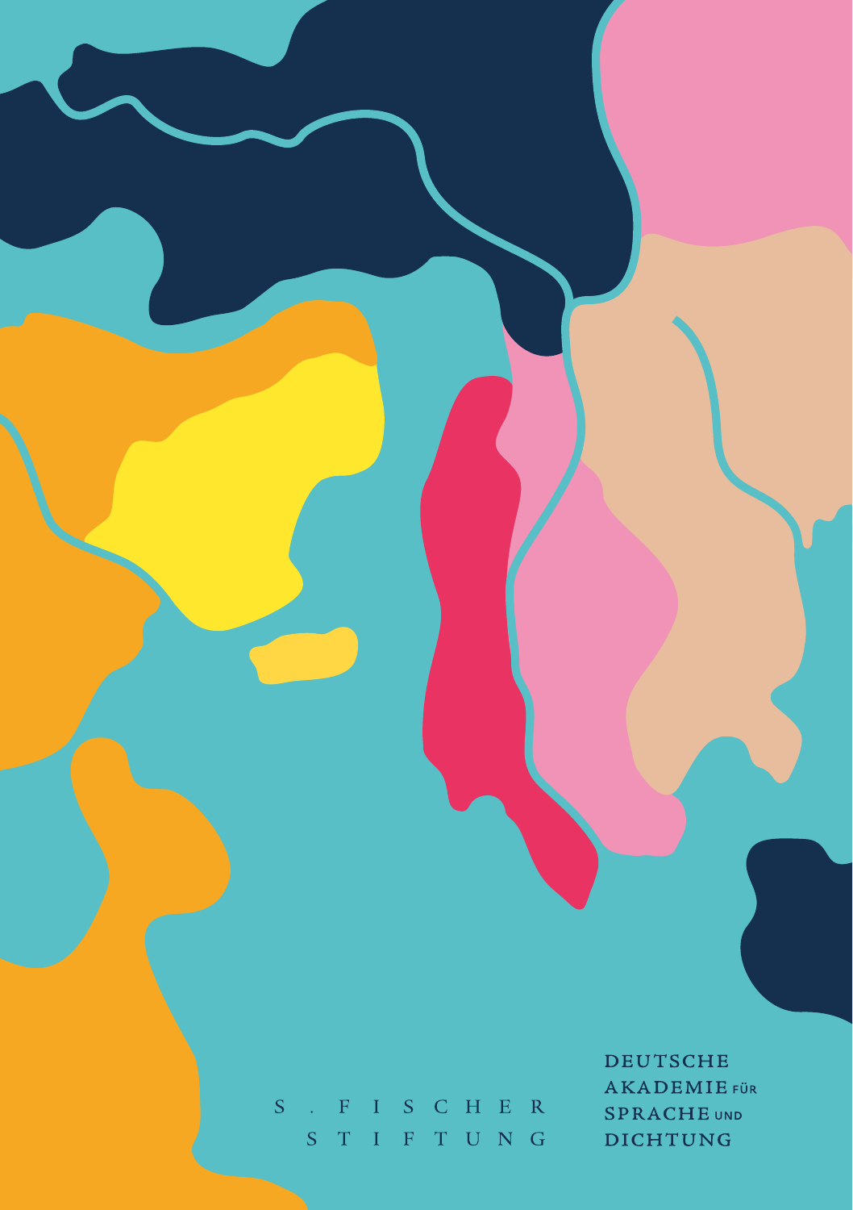S. FISCHER STIFTUNG

DEUTSCHE AKADEMIE FÜR SPRACHE UND DICHTUNG